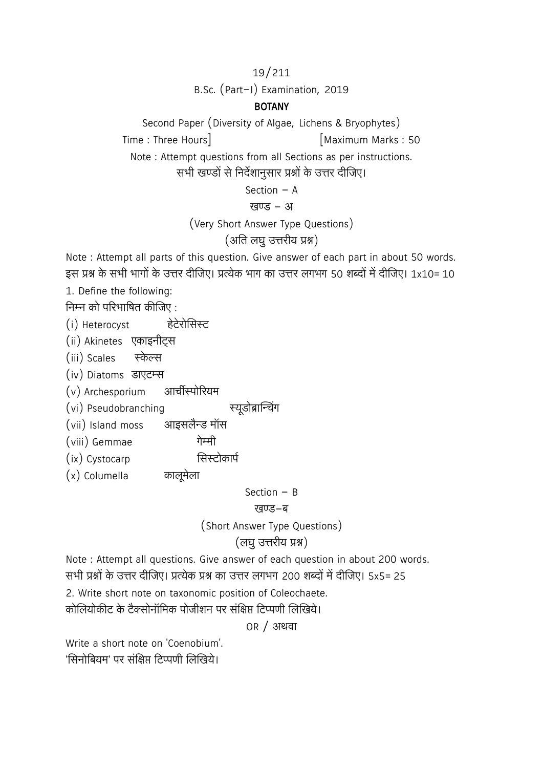19/211

B.Sc. (Part–I) Examination, 2019

**BOTANY**

Second Paper (Diversity of Algae, Lichens & Bryophytes)

Time : Three Hours] [Maximum Marks : 50

Note : Attempt questions from all Sections as per instructions.
सभी खण्डों से निर्देशानुसार प्रश्नों के उत्तर दीजिए।

Section – A

खण्ड – अ

(Very Short Answer Type Questions)

(अति लघु उत्तरीय प्रश्न)

Note : Attempt all parts of this question. Give answer of each part in about 50 words.
इस प्रश्न के सभी भागों के उत्तर दीजिए। प्रत्येक भाग का उत्तर लगभग 50 शब्दों में दीजिए। 1x10= 10

1. Define the following:
निम्न को परिभाषित कीजिए :

(i) Heterocyst हेटेरोसिस्ट

(ii) Akinetes एकाइनीट्स

(iii) Scales स्केल्स

(iv) Diatoms डाएटम्स

(v) Archesporium आर्चीस्पोरियम

(vi) Pseudobranching स्यूडोब्रान्चिंग

(vii) Island moss आइसलैन्ड मॉस

(viii) Gemmae गेम्मी

(ix) Cystocarp सिस्टोकार्प

(x) Columella कालूमेला

Section – B

खण्ड–ब

(Short Answer Type Questions)

(लघु उत्तरीय प्रश्न)

Note : Attempt all questions. Give answer of each question in about 200 words.
सभी प्रश्नों के उत्तर दीजिए। प्रत्येक प्रश्न का उत्तर लगभग 200 शब्दों में दीजिए। 5x5= 25

2. Write short note on taxonomic position of Coleochaete.
कोलियोकीट के टैक्सोनॉमिक पोजीशन पर संक्षिप्त टिप्पणी लिखिये।

OR / अथवा

Write a short note on 'Coenobium'.
'सिनोबियम' पर संक्षिप्त टिप्पणी लिखिये।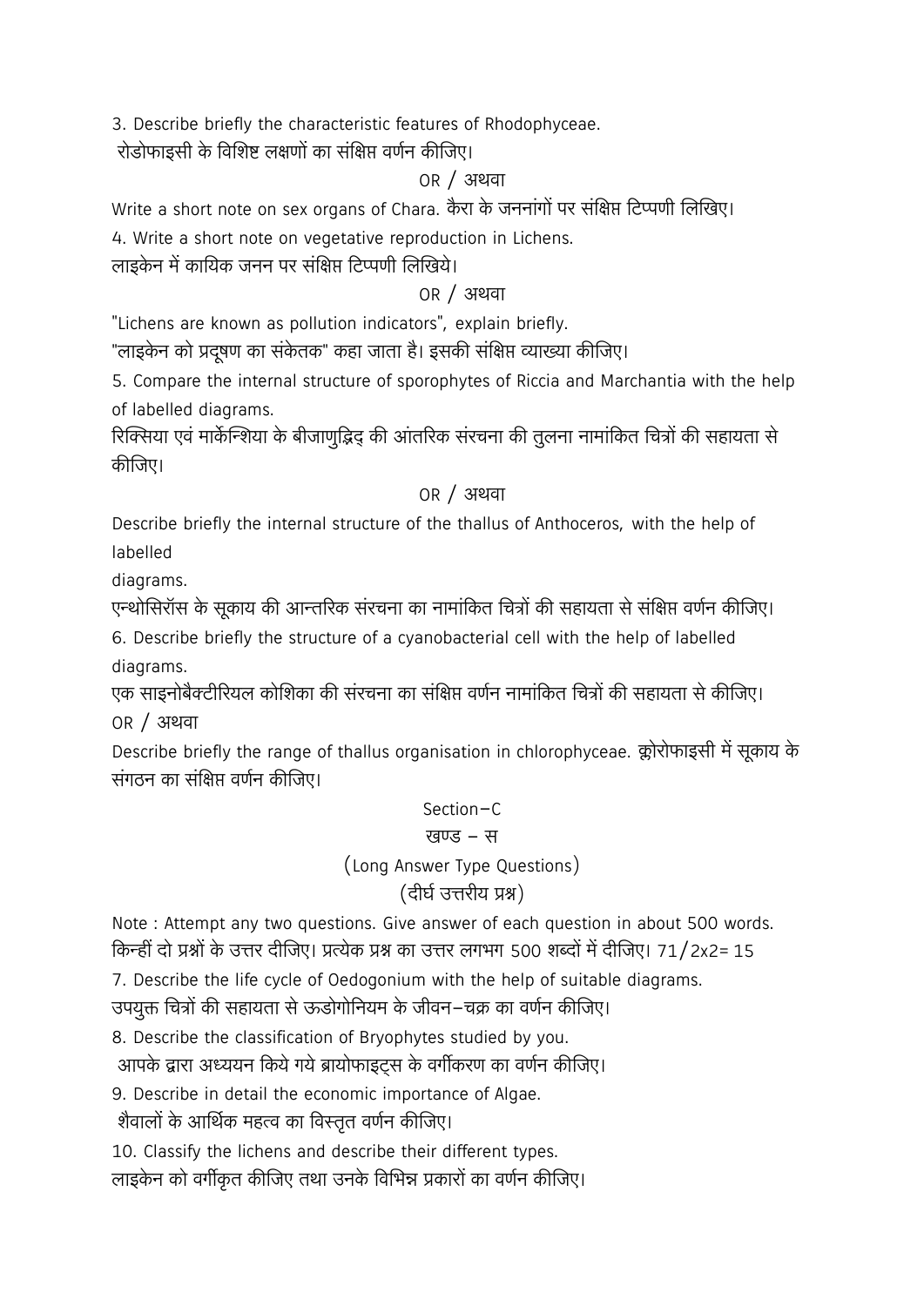3. Describe briefly the characteristic features of Rhodophyceae.

रोडोफाइसी के विशिष्ट लक्षणों का संक्षिप्त वर्णन कीजिए।

OR / अथवा

Write a short note on sex organs of Chara. कैरा के जननांगों पर संक्षिप्त टिप्पणी लिखिए।

4. Write a short note on vegetative reproduction in Lichens.

लाइकेन में कायिक जनन पर संक्षिप्त टिप्पणी लिखिये।

OR / अथवा

"Lichens are known as pollution indicators", explain briefly.

"लाइकेन को प्रदूषण का संकेतक" कहा जाता है। इसकी संक्षिप्त व्याख्या कीजिए।

5. Compare the internal structure of sporophytes of Riccia and Marchantia with the help of labelled diagrams.

रिक्सिया एवं मार्केन्शिया के बीजाणुद्भिद् की आंतरिक संरचना की तुलना नामांकित चित्रों की सहायता से कीजिए।

OR / अथवा

Describe briefly the internal structure of the thallus of Anthoceros, with the help of labelled diagrams.

एन्थोसिरॉस के सूकाय की आन्तरिक संरचना का नामांकित चित्रों की सहायता से संक्षिप्त वर्णन कीजिए।

6. Describe briefly the structure of a cyanobacterial cell with the help of labelled diagrams.

एक साइनोबैक्टीरियल कोशिका की संरचना का संक्षिप्त वर्णन नामांकित चित्रों की सहायता से कीजिए।

OR / अथवा

Describe briefly the range of thallus organisation in chlorophyceae. क्लोरोफाइसी में सूकाय के संगठन का संक्षिप्त वर्णन कीजिए।

## Section–C

## खण्ड – स

### (Long Answer Type Questions)

### (दीर्घ उत्तरीय प्रश्न)

Note : Attempt any two questions. Give answer of each question in about 500 words.
किन्हीं दो प्रश्नों के उत्तर दीजिए। प्रत्येक प्रश्न का उत्तर लगभग 500 शब्दों में दीजिए। 71/2x2= 15

7. Describe the life cycle of Oedogonium with the help of suitable diagrams.

उपयुक्त चित्रों की सहायता से ऊडोगोनियम के जीवन–चक्र का वर्णन कीजिए।

8. Describe the classification of Bryophytes studied by you.

आपके द्वारा अध्ययन किये गये ब्रायोफाइट्स के वर्गीकरण का वर्णन कीजिए।

9. Describe in detail the economic importance of Algae.

शैवालों के आर्थिक महत्व का विस्तृत वर्णन कीजिए।

10. Classify the lichens and describe their different types.

लाइकेन को वर्गीकृत कीजिए तथा उनके विभिन्न प्रकारों का वर्णन कीजिए।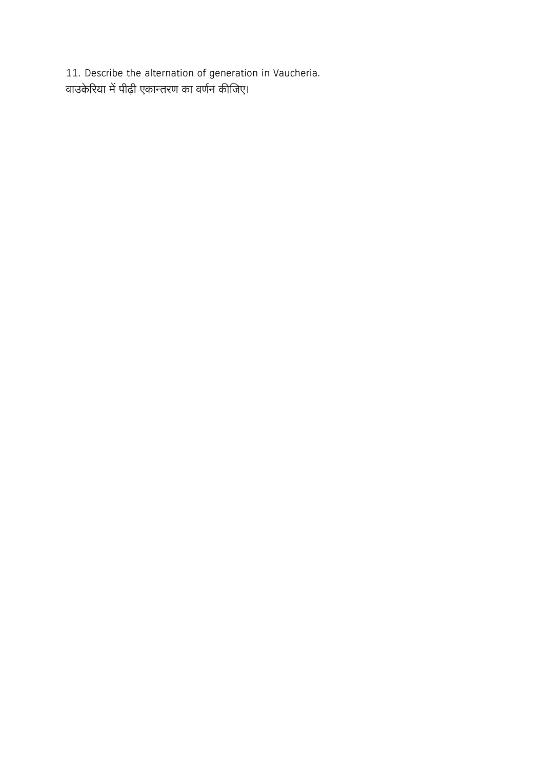11. Describe the alternation of generation in Vaucheria.
वाउकेरिया में पीढ़ी एकान्तरण का वर्णन कीजिए।